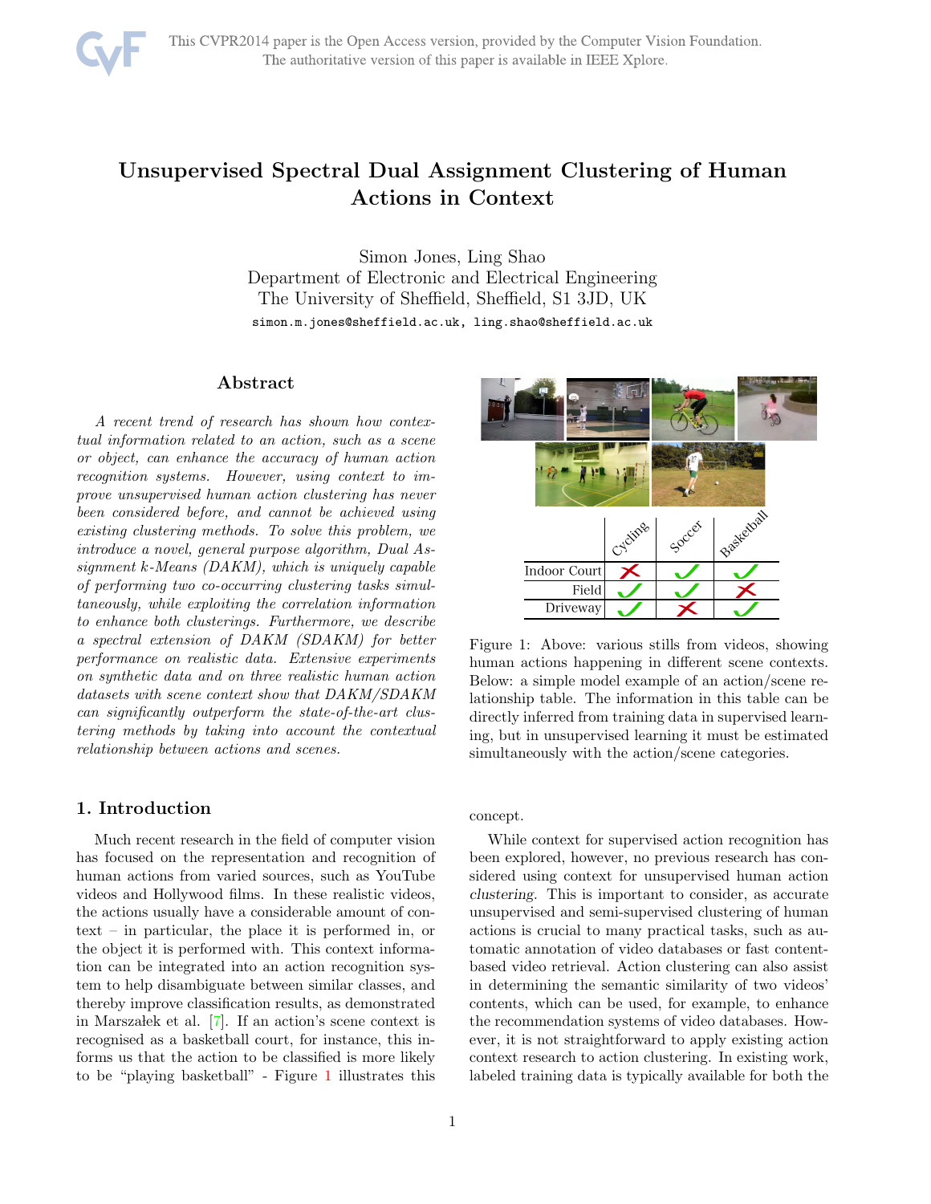# Unsupervised Spectral Dual Assignment Clustering of Human Actions in Context

Simon Jones, Ling Shao
Department of Electronic and Electrical Engineering
The University of Sheffield, Sheffield, S1 3JD, UK
simon.m.jones@sheffield.ac.uk, ling.shao@sheffield.ac.uk

## Abstract

*A recent trend of research has shown how contextual information related to an action, such as a scene or object, can enhance the accuracy of human action recognition systems. However, using context to improve unsupervised human action clustering has never been considered before, and cannot be achieved using existing clustering methods. To solve this problem, we introduce a novel, general purpose algorithm, Dual Assignment k-Means (DAKM), which is uniquely capable of performing two co-occurring clustering tasks simultaneously, while exploiting the correlation information to enhance both clusterings. Furthermore, we describe a spectral extension of DAKM (SDAKM) for better performance on realistic data. Extensive experiments on synthetic data and on three realistic human action datasets with scene context show that DAKM/SDAKM can significantly outperform the state-of-the-art clustering methods by taking into account the contextual relationship between actions and scenes.*

| | Cycling | Soccer | Basketball |
|---|---|---|---|
| Indoor Court | ✗ | ✓ | ✓ |
| Field | ✓ | ✓ | ✗ |
| Driveway | ✓ | ✗ | ✓ |

Figure 1: Above: various stills from videos, showing human actions happening in different scene contexts. Below: a simple model example of an action/scene relationship table. The information in this table can be directly inferred from training data in supervised learning, but in unsupervised learning it must be estimated simultaneously with the action/scene categories.

## 1. Introduction

Much recent research in the field of computer vision has focused on the representation and recognition of human actions from varied sources, such as YouTube videos and Hollywood films. In these realistic videos, the actions usually have a considerable amount of context – in particular, the place it is performed in, or the object it is performed with. This context information can be integrated into an action recognition system to help disambiguate between similar classes, and thereby improve classification results, as demonstrated in Marszałek et al. [7]. If an action's scene context is recognised as a basketball court, for instance, this informs us that the action to be classified is more likely to be "playing basketball" - Figure 1 illustrates this concept.

While context for supervised action recognition has been explored, however, no previous research has considered using context for unsupervised human action *clustering*. This is important to consider, as accurate unsupervised and semi-supervised clustering of human actions is crucial to many practical tasks, such as automatic annotation of video databases or fast content-based video retrieval. Action clustering can also assist in determining the semantic similarity of two videos' contents, which can be used, for example, to enhance the recommendation systems of video databases. However, it is not straightforward to apply existing action context research to action clustering. In existing work, labeled training data is typically available for both the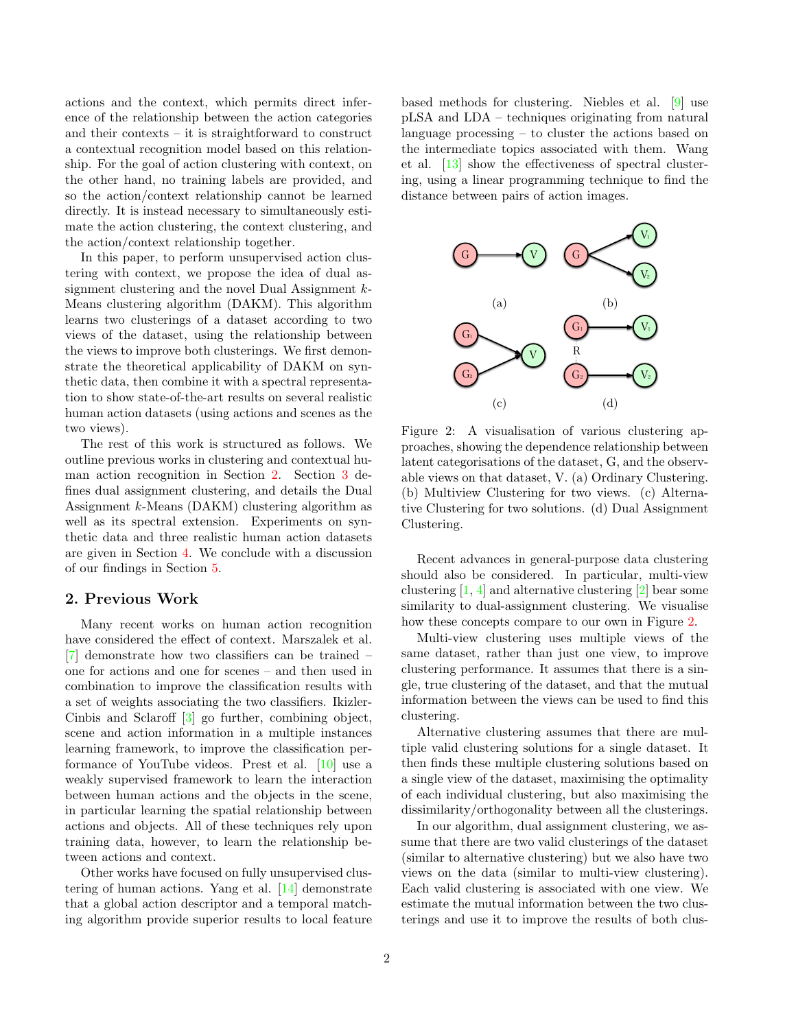actions and the context, which permits direct inference of the relationship between the action categories and their contexts – it is straightforward to construct a contextual recognition model based on this relationship. For the goal of action clustering with context, on the other hand, no training labels are provided, and so the action/context relationship cannot be learned directly. It is instead necessary to simultaneously estimate the action clustering, the context clustering, and the action/context relationship together.

In this paper, to perform unsupervised action clustering with context, we propose the idea of dual assignment clustering and the novel Dual Assignment $k$-Means clustering algorithm (DAKM). This algorithm learns two clusterings of a dataset according to two views of the dataset, using the relationship between the views to improve both clusterings. We first demonstrate the theoretical applicability of DAKM on synthetic data, then combine it with a spectral representation to show state-of-the-art results on several realistic human action datasets (using actions and scenes as the two views).

The rest of this work is structured as follows. We outline previous works in clustering and contextual human action recognition in Section 2. Section 3 defines dual assignment clustering, and details the Dual Assignment $k$-Means (DAKM) clustering algorithm as well as its spectral extension. Experiments on synthetic data and three realistic human action datasets are given in Section 4. We conclude with a discussion of our findings in Section 5.

## 2. Previous Work

Many recent works on human action recognition have considered the effect of context. Marszalek et al. [7] demonstrate how two classifiers can be trained – one for actions and one for scenes – and then used in combination to improve the classification results with a set of weights associating the two classifiers. Ikizler-Cinbis and Sclaroff [3] go further, combining object, scene and action information in a multiple instances learning framework, to improve the classification performance of YouTube videos. Prest et al. [10] use a weakly supervised framework to learn the interaction between human actions and the objects in the scene, in particular learning the spatial relationship between actions and objects. All of these techniques rely upon training data, however, to learn the relationship between actions and context.

Other works have focused on fully unsupervised clustering of human actions. Yang et al. [14] demonstrate that a global action descriptor and a temporal matching algorithm provide superior results to local feature based methods for clustering. Niebles et al. [9] use pLSA and LDA – techniques originating from natural language processing – to cluster the actions based on the intermediate topics associated with them. Wang et al. [13] show the effectiveness of spectral clustering, using a linear programming technique to find the distance between pairs of action images.

Figure 2: A visualisation of various clustering approaches, showing the dependence relationship between latent categorisations of the dataset, G, and the observable views on that dataset, V. (a) Ordinary Clustering. (b) Multiview Clustering for two views. (c) Alternative Clustering for two solutions. (d) Dual Assignment Clustering.

Recent advances in general-purpose data clustering should also be considered. In particular, multi-view clustering [1, 4] and alternative clustering [2] bear some similarity to dual-assignment clustering. We visualise how these concepts compare to our own in Figure 2.

Multi-view clustering uses multiple views of the same dataset, rather than just one view, to improve clustering performance. It assumes that there is a single, true clustering of the dataset, and that the mutual information between the views can be used to find this clustering.

Alternative clustering assumes that there are multiple valid clustering solutions for a single dataset. It then finds these multiple clustering solutions based on a single view of the dataset, maximising the optimality of each individual clustering, but also maximising the dissimilarity/orthogonality between all the clusterings.

In our algorithm, dual assignment clustering, we assume that there are two valid clusterings of the dataset (similar to alternative clustering) but we also have two views on the data (similar to multi-view clustering). Each valid clustering is associated with one view. We estimate the mutual information between the two clusterings and use it to improve the results of both clus-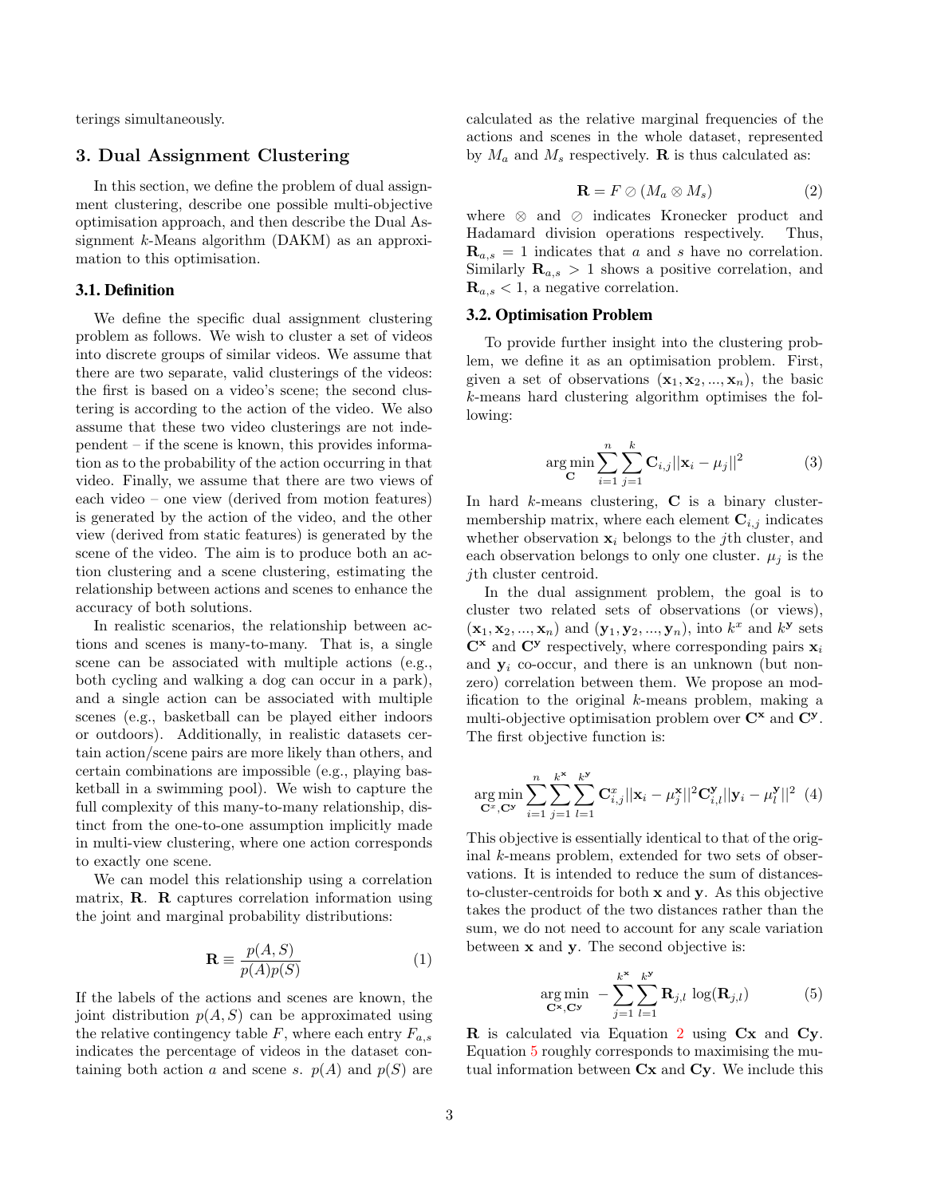terings simultaneously.

## 3. Dual Assignment Clustering

In this section, we define the problem of dual assignment clustering, describe one possible multi-objective optimisation approach, and then describe the Dual Assignment $k$-Means algorithm (DAKM) as an approximation to this optimisation.

### 3.1. Definition

We define the specific dual assignment clustering problem as follows. We wish to cluster a set of videos into discrete groups of similar videos. We assume that there are two separate, valid clusterings of the videos: the first is based on a video's scene; the second clustering is according to the action of the video. We also assume that these two video clusterings are not independent – if the scene is known, this provides information as to the probability of the action occurring in that video. Finally, we assume that there are two views of each video – one view (derived from motion features) is generated by the action of the video, and the other view (derived from static features) is generated by the scene of the video. The aim is to produce both an action clustering and a scene clustering, estimating the relationship between actions and scenes to enhance the accuracy of both solutions.

In realistic scenarios, the relationship between actions and scenes is many-to-many. That is, a single scene can be associated with multiple actions (e.g., both cycling and walking a dog can occur in a park), and a single action can be associated with multiple scenes (e.g., basketball can be played either indoors or outdoors). Additionally, in realistic datasets certain action/scene pairs are more likely than others, and certain combinations are impossible (e.g., playing basketball in a swimming pool). We wish to capture the full complexity of this many-to-many relationship, distinct from the one-to-one assumption implicitly made in multi-view clustering, where one action corresponds to exactly one scene.

We can model this relationship using a correlation matrix, $\mathbf{R}$. $\mathbf{R}$ captures correlation information using the joint and marginal probability distributions:

$$\mathbf{R} \equiv \frac{p(A,S)}{p(A)p(S)} \tag{1}$$

If the labels of the actions and scenes are known, the joint distribution $p(A,S)$ can be approximated using the relative contingency table $F$, where each entry $F_{a,s}$ indicates the percentage of videos in the dataset containing both action $a$ and scene $s$. $p(A)$ and $p(S)$ are calculated as the relative marginal frequencies of the actions and scenes in the whole dataset, represented by $M_a$ and $M_s$ respectively. $\mathbf{R}$ is thus calculated as:

$$\mathbf{R} = F \oslash (M_a \otimes M_s) \tag{2}$$

where $\otimes$ and $\oslash$ indicates Kronecker product and Hadamard division operations respectively. Thus, $\mathbf{R}_{a,s} = 1$ indicates that $a$ and $s$ have no correlation. Similarly $\mathbf{R}_{a,s} > 1$ shows a positive correlation, and $\mathbf{R}_{a,s} < 1$, a negative correlation.

### 3.2. Optimisation Problem

To provide further insight into the clustering problem, we define it as an optimisation problem. First, given a set of observations $(\mathbf{x}_1, \mathbf{x}_2, ..., \mathbf{x}_n)$, the basic $k$-means hard clustering algorithm optimises the following:

$$\underset{\mathbf{C}}{\arg\min} \sum_{i=1}^{n} \sum_{j=1}^{k} \mathbf{C}_{i,j} ||\mathbf{x}_i - \mu_j||^2 \tag{3}$$

In hard $k$-means clustering, $\mathbf{C}$ is a binary cluster-membership matrix, where each element $\mathbf{C}_{i,j}$ indicates whether observation $\mathbf{x}_i$ belongs to the $j$th cluster, and each observation belongs to only one cluster. $\mu_j$ is the $j$th cluster centroid.

In the dual assignment problem, the goal is to cluster two related sets of observations (or views), $(\mathbf{x}_1, \mathbf{x}_2, ..., \mathbf{x}_n)$ and $(\mathbf{y}_1, \mathbf{y}_2, ..., \mathbf{y}_n)$, into $k^x$ and $k^{\mathbf{y}}$ sets $\mathbf{C}^{\mathbf{x}}$ and $\mathbf{C}^{\mathbf{y}}$ respectively, where corresponding pairs $\mathbf{x}_i$ and $\mathbf{y}_i$ co-occur, and there is an unknown (but non-zero) correlation between them. We propose an modification to the original $k$-means problem, making a multi-objective optimisation problem over $\mathbf{C}^{\mathbf{x}}$ and $\mathbf{C}^{\mathbf{y}}$. The first objective function is:

$$\underset{\mathbf{C}^x, \mathbf{C}^{\mathbf{y}}}{\arg\min} \sum_{i=1}^{n} \sum_{j=1}^{k^{\mathbf{x}}} \sum_{l=1}^{k^{\mathbf{y}}} \mathbf{C}^x_{i,j} ||\mathbf{x}_i - \mu^{\mathbf{x}}_j||^2 \mathbf{C}^{\mathbf{y}}_{i,l} ||\mathbf{y}_i - \mu^{\mathbf{y}}_l||^2 \tag{4}$$

This objective is essentially identical to that of the original $k$-means problem, extended for two sets of observations. It is intended to reduce the sum of distances-to-cluster-centroids for both $\mathbf{x}$ and $\mathbf{y}$. As this objective takes the product of the two distances rather than the sum, we do not need to account for any scale variation between $\mathbf{x}$ and $\mathbf{y}$. The second objective is:

$$\underset{\mathbf{C}^{\mathbf{x}}, \mathbf{C}^{\mathbf{y}}}{\arg\min} \; -\sum_{j=1}^{k^{\mathbf{x}}} \sum_{l=1}^{k^{\mathbf{y}}} \mathbf{R}_{j,l} \, \log(\mathbf{R}_{j,l}) \tag{5}$$

$\mathbf{R}$ is calculated via Equation 2 using $\mathbf{Cx}$ and $\mathbf{Cy}$. Equation 5 roughly corresponds to maximising the mutual information between $\mathbf{Cx}$ and $\mathbf{Cy}$. We include this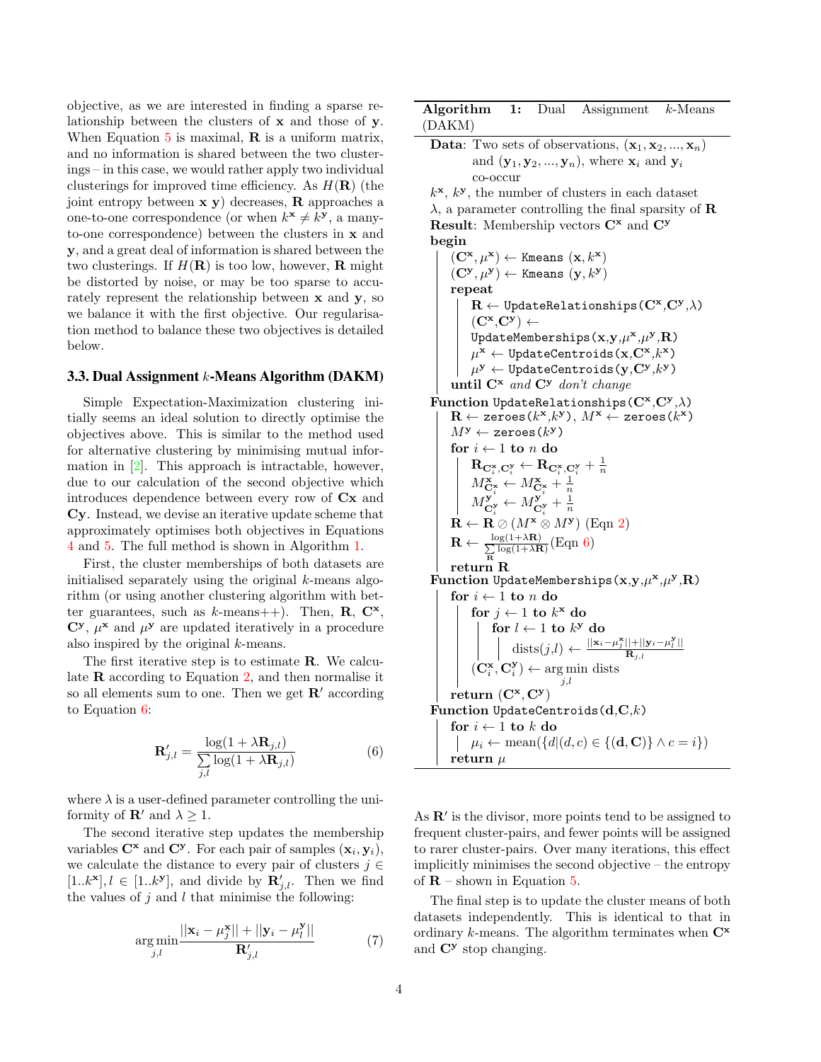objective, as we are interested in finding a sparse relationship between the clusters of $\mathbf{x}$ and those of $\mathbf{y}$. When Equation 5 is maximal, $\mathbf{R}$ is a uniform matrix, and no information is shared between the two clusterings – in this case, we would rather apply two individual clusterings for improved time efficiency. As $H(\mathbf{R})$ (the joint entropy between $\mathbf{x}$ $\mathbf{y}$) decreases, $\mathbf{R}$ approaches a one-to-one correspondence (or when $k^{\mathbf{x}} \neq k^{\mathbf{y}}$, a many-to-one correspondence) between the clusters in $\mathbf{x}$ and $\mathbf{y}$, and a great deal of information is shared between the two clusterings. If $H(\mathbf{R})$ is too low, however, $\mathbf{R}$ might be distorted by noise, or may be too sparse to accurately represent the relationship between $\mathbf{x}$ and $\mathbf{y}$, so we balance it with the first objective. Our regularisation method to balance these two objectives is detailed below.

### 3.3. Dual Assignment $k$-Means Algorithm (DAKM)

Simple Expectation-Maximization clustering initially seems an ideal solution to directly optimise the objectives above. This is similar to the method used for alternative clustering by minimising mutual information in [2]. This approach is intractable, however, due to our calculation of the second objective which introduces dependence between every row of $\mathbf{Cx}$ and $\mathbf{Cy}$. Instead, we devise an iterative update scheme that approximately optimises both objectives in Equations 4 and 5. The full method is shown in Algorithm 1.

First, the cluster memberships of both datasets are initialised separately using the original $k$-means algorithm (or using another clustering algorithm with better guarantees, such as $k$-means++). Then, $\mathbf{R}$, $\mathbf{C^x}$, $\mathbf{C^y}$, $\mu^{\mathbf{x}}$ and $\mu^{\mathbf{y}}$ are updated iteratively in a procedure also inspired by the original $k$-means.

The first iterative step is to estimate $\mathbf{R}$. We calculate $\mathbf{R}$ according to Equation 2, and then normalise it so all elements sum to one. Then we get $\mathbf{R}'$ according to Equation 6:

$$\mathbf{R}'_{j,l} = \frac{\log(1 + \lambda \mathbf{R}_{j,l})}{\sum\limits_{j,l} \log(1 + \lambda \mathbf{R}_{j,l})} \tag{6}$$

where $\lambda$ is a user-defined parameter controlling the uniformity of $\mathbf{R}'$ and $\lambda \geq 1$.

The second iterative step updates the membership variables $\mathbf{C^x}$ and $\mathbf{C^y}$. For each pair of samples $(\mathbf{x}_i, \mathbf{y}_i)$, we calculate the distance to every pair of clusters $j \in [1..k^{\mathbf{x}}], l \in [1..k^{\mathbf{y}}]$, and divide by $\mathbf{R}'_{j,l}$. Then we find the values of $j$ and $l$ that minimise the following:

$$\underset{j,l}{\arg\min} \frac{||\mathbf{x}_i - \mu^{\mathbf{x}}_j|| + ||\mathbf{y}_i - \mu^{\mathbf{y}}_l||}{\mathbf{R}'_{j,l}} \tag{7}$$

```
Algorithm 1: Dual Assignment k-Means (DAKM)

Data: Two sets of observations, (x_1, x_2, ..., x_n)
      and (y_1, y_2, ..., y_n), where x_i and y_i co-occur
k^x, k^y, the number of clusters in each dataset
λ, a parameter controlling the final sparsity of R
Result: Membership vectors C^x and C^y
begin
    (C^x, μ^x) ← Kmeans (x, k^x)
    (C^y, μ^y) ← Kmeans (y, k^y)
    repeat
        R ← UpdateRelationships(C^x, C^y, λ)
        (C^x, C^y) ← UpdateMemberships(x, y, μ^x, μ^y, R)
        μ^x ← UpdateCentroids(x, C^x, k^x)
        μ^y ← UpdateCentroids(y, C^y, k^y)
    until C^x and C^y don't change
Function UpdateRelationships(C^x, C^y, λ)
    R ← zeroes(k^x, k^y), M^x ← zeroes(k^x)
    M^y ← zeroes(k^y)
    for i ← 1 to n do
        R_{C^x_i, C^y_i} ← R_{C^x_i, C^y_i} + 1/n
        M^x_{C^x_i} ← M^x_{C^x_i} + 1/n
        M^y_{C^y_i} ← M^y_{C^y_i} + 1/n
    R ← R ⊘ (M^x ⊗ M^y) (Eqn 2)
    R ← log(1+λR) / Σ_R log(1+λR) (Eqn 6)
    return R
Function UpdateMemberships(x, y, μ^x, μ^y, R)
    for i ← 1 to n do
        for j ← 1 to k^x do
            for l ← 1 to k^y do
                dists(j,l) ← (||x_i − μ^x_j|| + ||y_i − μ^y_l||) / R_{j,l}
        (C^x_i, C^y_i) ← argmin_{j,l} dists
    return (C^x, C^y)
Function UpdateCentroids(d, C, k)
    for i ← 1 to k do
        μ_i ← mean({d | (d, c) ∈ {(d, C)} ∧ c = i})
    return μ
```

As $\mathbf{R}'$ is the divisor, more points tend to be assigned to frequent cluster-pairs, and fewer points will be assigned to rarer cluster-pairs. Over many iterations, this effect implicitly minimises the second objective – the entropy of $\mathbf{R}$ – shown in Equation 5.

The final step is to update the cluster means of both datasets independently. This is identical to that in ordinary $k$-means. The algorithm terminates when $\mathbf{C^x}$ and $\mathbf{C^y}$ stop changing.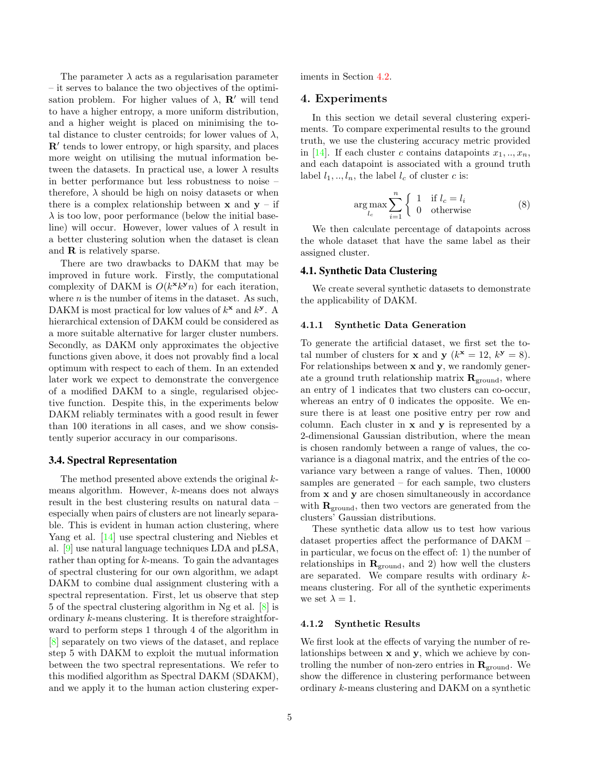The parameter $\lambda$ acts as a regularisation parameter – it serves to balance the two objectives of the optimisation problem. For higher values of $\lambda$, $\mathbf{R}'$ will tend to have a higher entropy, a more uniform distribution, and a higher weight is placed on minimising the total distance to cluster centroids; for lower values of $\lambda$, $\mathbf{R}'$ tends to lower entropy, or high sparsity, and places more weight on utilising the mutual information between the datasets. In practical use, a lower $\lambda$ results in better performance but less robustness to noise – therefore, $\lambda$ should be high on noisy datasets or when there is a complex relationship between $\mathbf{x}$ and $\mathbf{y}$ – if $\lambda$ is too low, poor performance (below the initial baseline) will occur. However, lower values of $\lambda$ result in a better clustering solution when the dataset is clean and $\mathbf{R}$ is relatively sparse.

There are two drawbacks to DAKM that may be improved in future work. Firstly, the computational complexity of DAKM is $O(k^{\mathbf{x}}k^{\mathbf{y}}n)$ for each iteration, where $n$ is the number of items in the dataset. As such, DAKM is most practical for low values of $k^{\mathbf{x}}$ and $k^{\mathbf{y}}$. A hierarchical extension of DAKM could be considered as a more suitable alternative for larger cluster numbers. Secondly, as DAKM only approximates the objective functions given above, it does not provably find a local optimum with respect to each of them. In an extended later work we expect to demonstrate the convergence of a modified DAKM to a single, regularised objective function. Despite this, in the experiments below DAKM reliably terminates with a good result in fewer than 100 iterations in all cases, and we show consistently superior accuracy in our comparisons.

### 3.4. Spectral Representation

The method presented above extends the original $k$-means algorithm. However, $k$-means does not always result in the best clustering results on natural data – especially when pairs of clusters are not linearly separable. This is evident in human action clustering, where Yang et al. [14] use spectral clustering and Niebles et al. [9] use natural language techniques LDA and pLSA, rather than opting for $k$-means. To gain the advantages of spectral clustering for our own algorithm, we adapt DAKM to combine dual assignment clustering with a spectral representation. First, let us observe that step 5 of the spectral clustering algorithm in Ng et al. [8] is ordinary $k$-means clustering. It is therefore straightforward to perform steps 1 through 4 of the algorithm in [8] separately on two views of the dataset, and replace step 5 with DAKM to exploit the mutual information between the two spectral representations. We refer to this modified algorithm as Spectral DAKM (SDAKM), and we apply it to the human action clustering experiments in Section 4.2.

## 4. Experiments

In this section we detail several clustering experiments. To compare experimental results to the ground truth, we use the clustering accuracy metric provided in [14]. If each cluster $c$ contains datapoints $x_1, .., x_n$, and each datapoint is associated with a ground truth label $l_1, .., l_n$, the label $l_c$ of cluster $c$ is:

$$\arg\max_{l_c} \sum_{i=1}^{n} \begin{cases} 1 & \text{if } l_c = l_i \\ 0 & \text{otherwise} \end{cases} \tag{8}$$

We then calculate percentage of datapoints across the whole dataset that have the same label as their assigned cluster.

### 4.1. Synthetic Data Clustering

We create several synthetic datasets to demonstrate the applicability of DAKM.

#### 4.1.1 Synthetic Data Generation

To generate the artificial dataset, we first set the total number of clusters for $\mathbf{x}$ and $\mathbf{y}$ ($k^{\mathbf{x}} = 12$, $k^{\mathbf{y}} = 8$). For relationships between $\mathbf{x}$ and $\mathbf{y}$, we randomly generate a ground truth relationship matrix $\mathbf{R}_{\text{ground}}$, where an entry of 1 indicates that two clusters can co-occur, whereas an entry of 0 indicates the opposite. We ensure there is at least one positive entry per row and column. Each cluster in $\mathbf{x}$ and $\mathbf{y}$ is represented by a 2-dimensional Gaussian distribution, where the mean is chosen randomly between a range of values, the covariance is a diagonal matrix, and the entries of the covariance vary between a range of values. Then, 10000 samples are generated – for each sample, two clusters from $\mathbf{x}$ and $\mathbf{y}$ are chosen simultaneously in accordance with $\mathbf{R}_{\text{ground}}$, then two vectors are generated from the clusters' Gaussian distributions.

These synthetic data allow us to test how various dataset properties affect the performance of DAKM – in particular, we focus on the effect of: 1) the number of relationships in $\mathbf{R}_{\text{ground}}$, and 2) how well the clusters are separated. We compare results with ordinary $k$-means clustering. For all of the synthetic experiments we set $\lambda = 1$.

#### 4.1.2 Synthetic Results

We first look at the effects of varying the number of relationships between $\mathbf{x}$ and $\mathbf{y}$, which we achieve by controlling the number of non-zero entries in $\mathbf{R}_{\text{ground}}$. We show the difference in clustering performance between ordinary $k$-means clustering and DAKM on a synthetic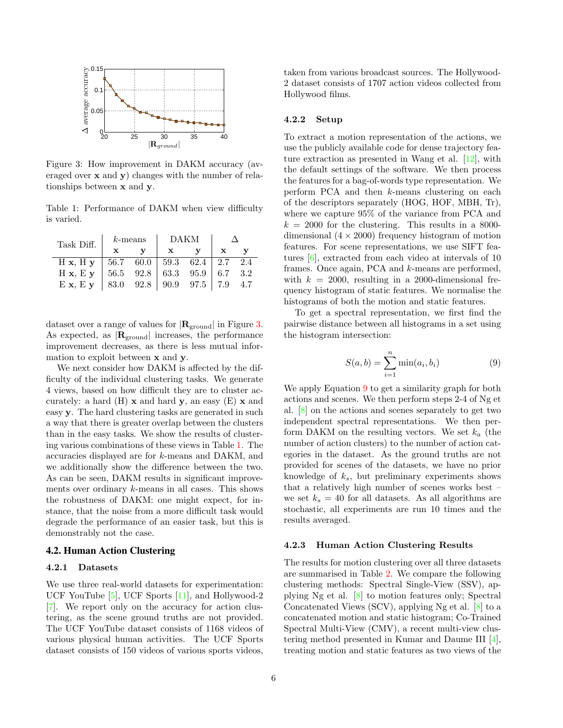Figure 3: How improvement in DAKM accuracy (averaged over $\mathbf{x}$ and $\mathbf{y}$) changes with the number of relationships between $\mathbf{x}$ and $\mathbf{y}$.

Table 1: Performance of DAKM when view difficulty is varied.

| Task Diff. | $k$-means | | DAKM | | $\Delta$ | |
|---|---|---|---|---|---|---|
| | $\mathbf{x}$ | $\mathbf{y}$ | $\mathbf{x}$ | $\mathbf{y}$ | $\mathbf{x}$ | $\mathbf{y}$ |
| H $\mathbf{x}$, H $\mathbf{y}$ | 56.7 | 60.0 | 59.3 | 62.4 | 2.7 | 2.4 |
| H $\mathbf{x}$, E $\mathbf{y}$ | 56.5 | 92.8 | 63.3 | 95.9 | 6.7 | 3.2 |
| E $\mathbf{x}$, E $\mathbf{y}$ | 83.0 | 92.8 | 90.9 | 97.5 | 7.9 | 4.7 |

dataset over a range of values for $|\mathbf{R}_{\text{ground}}|$ in Figure 3. As expected, as $|\mathbf{R}_{\text{ground}}|$ increases, the performance improvement decreases, as there is less mutual information to exploit between $\mathbf{x}$ and $\mathbf{y}$.

We next consider how DAKM is affected by the difficulty of the individual clustering tasks. We generate 4 views, based on how difficult they are to cluster accurately: a hard (H) $\mathbf{x}$ and hard $\mathbf{y}$, an easy (E) $\mathbf{x}$ and easy $\mathbf{y}$. The hard clustering tasks are generated in such a way that there is greater overlap between the clusters than in the easy tasks. We show the results of clustering various combinations of these views in Table 1. The accuracies displayed are for $k$-means and DAKM, and we additionally show the difference between the two. As can be seen, DAKM results in significant improvements over ordinary $k$-means in all cases. This shows the robustness of DAKM: one might expect, for instance, that the noise from a more difficult task would degrade the performance of an easier task, but this is demonstrably not the case.

## 4.2. Human Action Clustering

### 4.2.1 Datasets

We use three real-world datasets for experimentation: UCF YouTube [5], UCF Sports [11], and Hollywood-2 [7]. We report only on the accuracy for action clustering, as the scene ground truths are not provided. The UCF YouTube dataset consists of 1168 videos of various physical human activities. The UCF Sports dataset consists of 150 videos of various sports videos, taken from various broadcast sources. The Hollywood-2 dataset consists of 1707 action videos collected from Hollywood films.

### 4.2.2 Setup

To extract a motion representation of the actions, we use the publicly available code for dense trajectory feature extraction as presented in Wang et al. [12], with the default settings of the software. We then process the features for a bag-of-words type representation. We perform PCA and then $k$-means clustering on each of the descriptors separately (HOG, HOF, MBH, Tr), where we capture 95% of the variance from PCA and $k = 2000$ for the clustering. This results in a 8000-dimensional $(4 \times 2000)$ frequency histogram of motion features. For scene representations, we use SIFT features [6], extracted from each video at intervals of 10 frames. Once again, PCA and $k$-means are performed, with $k = 2000$, resulting in a 2000-dimensional frequency histogram of static features. We normalise the histograms of both the motion and static features.

To get a spectral representation, we first find the pairwise distance between all histograms in a set using the histogram intersection:

$$S(a, b) = \sum_{i=1}^{n} \min(a_i, b_i) \tag{9}$$

We apply Equation 9 to get a similarity graph for both actions and scenes. We then perform steps 2-4 of Ng et al. [8] on the actions and scenes separately to get two independent spectral representations. We then perform DAKM on the resulting vectors. We set $k_a$ (the number of action clusters) to the number of action categories in the dataset. As the ground truths are not provided for scenes of the datasets, we have no prior knowledge of $k_s$, but preliminary experiments shows that a relatively high number of scenes works best – we set $k_s = 40$ for all datasets. As all algorithms are stochastic, all experiments are run 10 times and the results averaged.

### 4.2.3 Human Action Clustering Results

The results for motion clustering over all three datasets are summarised in Table 2. We compare the following clustering methods: Spectral Single-View (SSV), applying Ng et al. [8] to motion features only; Spectral Concatenated Views (SCV), applying Ng et al. [8] to a concatenated motion and static histogram; Co-Trained Spectral Multi-View (CMV), a recent multi-view clustering method presented in Kumar and Daume III [4], treating motion and static features as two views of the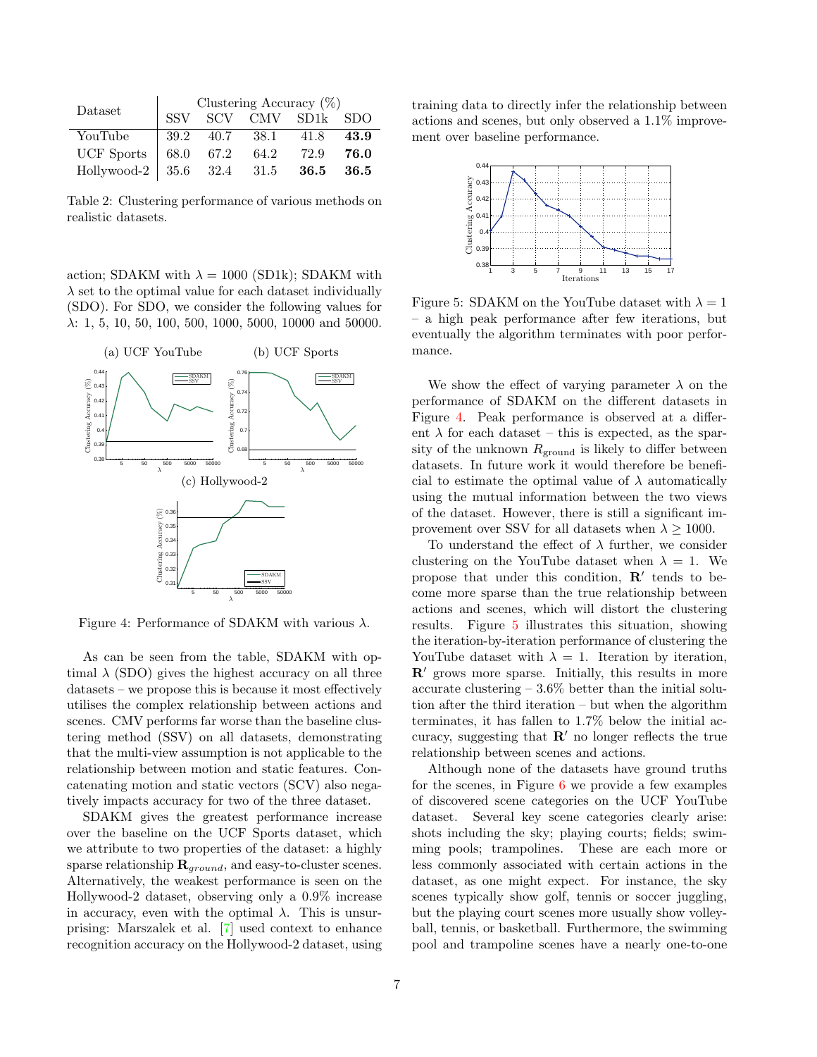| Dataset | Clustering Accuracy (%) | | | | |
|---|---|---|---|---|---|
| | SSV | SCV | CMV | SD1k | SDO |
| YouTube | 39.2 | 40.7 | 38.1 | 41.8 | **43.9** |
| UCF Sports | 68.0 | 67.2 | 64.2 | 72.9 | **76.0** |
| Hollywood-2 | 35.6 | 32.4 | 31.5 | **36.5** | **36.5** |

Table 2: Clustering performance of various methods on realistic datasets.

action; SDAKM with $\lambda = 1000$ (SD1k); SDAKM with $\lambda$ set to the optimal value for each dataset individually (SDO). For SDO, we consider the following values for $\lambda$: 1, 5, 10, 50, 100, 500, 1000, 5000, 10000 and 50000.

Figure 4: Performance of SDAKM with various $\lambda$.

As can be seen from the table, SDAKM with optimal $\lambda$ (SDO) gives the highest accuracy on all three datasets – we propose this is because it most effectively utilises the complex relationship between actions and scenes. CMV performs far worse than the baseline clustering method (SSV) on all datasets, demonstrating that the multi-view assumption is not applicable to the relationship between motion and static features. Concatenating motion and static vectors (SCV) also negatively impacts accuracy for two of the three dataset.

SDAKM gives the greatest performance increase over the baseline on the UCF Sports dataset, which we attribute to two properties of the dataset: a highly sparse relationship $\mathbf{R}_{ground}$, and easy-to-cluster scenes. Alternatively, the weakest performance is seen on the Hollywood-2 dataset, observing only a 0.9% increase in accuracy, even with the optimal $\lambda$. This is unsurprising: Marszalek et al. [7] used context to enhance recognition accuracy on the Hollywood-2 dataset, using training data to directly infer the relationship between actions and scenes, but only observed a 1.1% improvement over baseline performance.

Figure 5: SDAKM on the YouTube dataset with $\lambda = 1$ – a high peak performance after few iterations, but eventually the algorithm terminates with poor performance.

We show the effect of varying parameter $\lambda$ on the performance of SDAKM on the different datasets in Figure 4. Peak performance is observed at a different $\lambda$ for each dataset – this is expected, as the sparsity of the unknown $R_{\text{ground}}$ is likely to differ between datasets. In future work it would therefore be beneficial to estimate the optimal value of $\lambda$ automatically using the mutual information between the two views of the dataset. However, there is still a significant improvement over SSV for all datasets when $\lambda \geq 1000$.

To understand the effect of $\lambda$ further, we consider clustering on the YouTube dataset when $\lambda = 1$. We propose that under this condition, $\mathbf{R}'$ tends to become more sparse than the true relationship between actions and scenes, which will distort the clustering results. Figure 5 illustrates this situation, showing the iteration-by-iteration performance of clustering the YouTube dataset with $\lambda = 1$. Iteration by iteration, $\mathbf{R}'$ grows more sparse. Initially, this results in more accurate clustering – 3.6% better than the initial solution after the third iteration – but when the algorithm terminates, it has fallen to 1.7% below the initial accuracy, suggesting that $\mathbf{R}'$ no longer reflects the true relationship between scenes and actions.

Although none of the datasets have ground truths for the scenes, in Figure 6 we provide a few examples of discovered scene categories on the UCF YouTube dataset. Several key scene categories clearly arise: shots including the sky; playing courts; fields; swimming pools; trampolines. These are each more or less commonly associated with certain actions in the dataset, as one might expect. For instance, the sky scenes typically show golf, tennis or soccer juggling, but the playing court scenes more usually show volleyball, tennis, or basketball. Furthermore, the swimming pool and trampoline scenes have a nearly one-to-one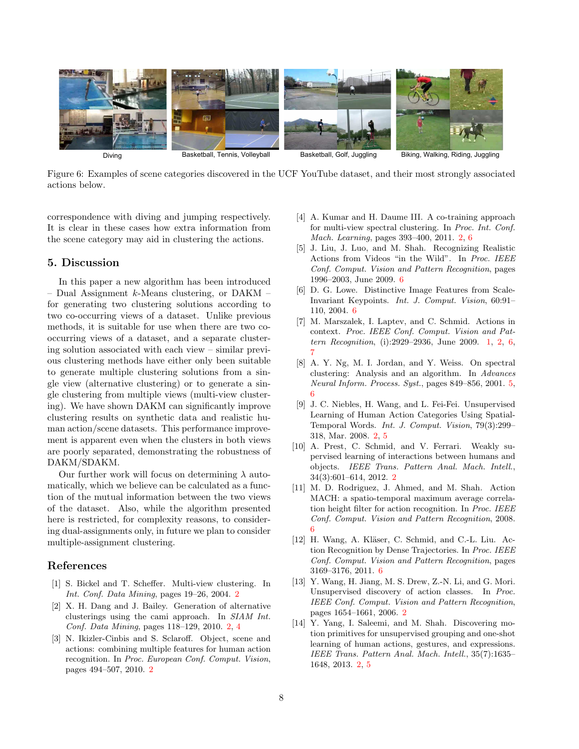Diving

Basketball, Tennis, Volleyball

Basketball, Golf, Juggling

Biking, Walking, Riding, Juggling

Figure 6: Examples of scene categories discovered in the UCF YouTube dataset, and their most strongly associated actions below.

correspondence with diving and jumping respectively. It is clear in these cases how extra information from the scene category may aid in clustering the actions.

## 5. Discussion

In this paper a new algorithm has been introduced – Dual Assignment $k$-Means clustering, or DAKM – for generating two clustering solutions according to two co-occurring views of a dataset. Unlike previous methods, it is suitable for use when there are two co-occurring views of a dataset, and a separate clustering solution associated with each view – similar previous clustering methods have either only been suitable to generate multiple clustering solutions from a single view (alternative clustering) or to generate a single clustering from multiple views (multi-view clustering). We have shown DAKM can significantly improve clustering results on synthetic data and realistic human action/scene datasets. This performance improvement is apparent even when the clusters in both views are poorly separated, demonstrating the robustness of DAKM/SDAKM.

Our further work will focus on determining $\lambda$ automatically, which we believe can be calculated as a function of the mutual information between the two views of the dataset. Also, while the algorithm presented here is restricted, for complexity reasons, to considering dual-assignments only, in future we plan to consider multiple-assignment clustering.

## References

[1] S. Bickel and T. Scheffer. Multi-view clustering. In *Int. Conf. Data Mining*, pages 19–26, 2004. 2

[2] X. H. Dang and J. Bailey. Generation of alternative clusterings using the cami approach. In *SIAM Int. Conf. Data Mining*, pages 118–129, 2010. 2, 4

[3] N. Ikizler-Cinbis and S. Sclaroff. Object, scene and actions: combining multiple features for human action recognition. In *Proc. European Conf. Comput. Vision*, pages 494–507, 2010. 2

[4] A. Kumar and H. Daume III. A co-training approach for multi-view spectral clustering. In *Proc. Int. Conf. Mach. Learning*, pages 393–400, 2011. 2, 6

[5] J. Liu, J. Luo, and M. Shah. Recognizing Realistic Actions from Videos "in the Wild". In *Proc. IEEE Conf. Comput. Vision and Pattern Recognition*, pages 1996–2003, June 2009. 6

[6] D. G. Lowe. Distinctive Image Features from Scale-Invariant Keypoints. *Int. J. Comput. Vision*, 60:91–110, 2004. 6

[7] M. Marszalek, I. Laptev, and C. Schmid. Actions in context. *Proc. IEEE Conf. Comput. Vision and Pattern Recognition*, (i):2929–2936, June 2009. 1, 2, 6, 7

[8] A. Y. Ng, M. I. Jordan, and Y. Weiss. On spectral clustering: Analysis and an algorithm. In *Advances Neural Inform. Process. Syst.*, pages 849–856, 2001. 5, 6

[9] J. C. Niebles, H. Wang, and L. Fei-Fei. Unsupervised Learning of Human Action Categories Using Spatial-Temporal Words. *Int. J. Comput. Vision*, 79(3):299–318, Mar. 2008. 2, 5

[10] A. Prest, C. Schmid, and V. Ferrari. Weakly supervised learning of interactions between humans and objects. *IEEE Trans. Pattern Anal. Mach. Intell.*, 34(3):601–614, 2012. 2

[11] M. D. Rodriguez, J. Ahmed, and M. Shah. Action MACH: a spatio-temporal maximum average correlation height filter for action recognition. In *Proc. IEEE Conf. Comput. Vision and Pattern Recognition*, 2008. 6

[12] H. Wang, A. Kläser, C. Schmid, and C.-L. Liu. Action Recognition by Dense Trajectories. In *Proc. IEEE Conf. Comput. Vision and Pattern Recognition*, pages 3169–3176, 2011. 6

[13] Y. Wang, H. Jiang, M. S. Drew, Z.-N. Li, and G. Mori. Unsupervised discovery of action classes. In *Proc. IEEE Conf. Comput. Vision and Pattern Recognition*, pages 1654–1661, 2006. 2

[14] Y. Yang, I. Saleemi, and M. Shah. Discovering motion primitives for unsupervised grouping and one-shot learning of human actions, gestures, and expressions. *IEEE Trans. Pattern Anal. Mach. Intell.*, 35(7):1635–1648, 2013. 2, 5